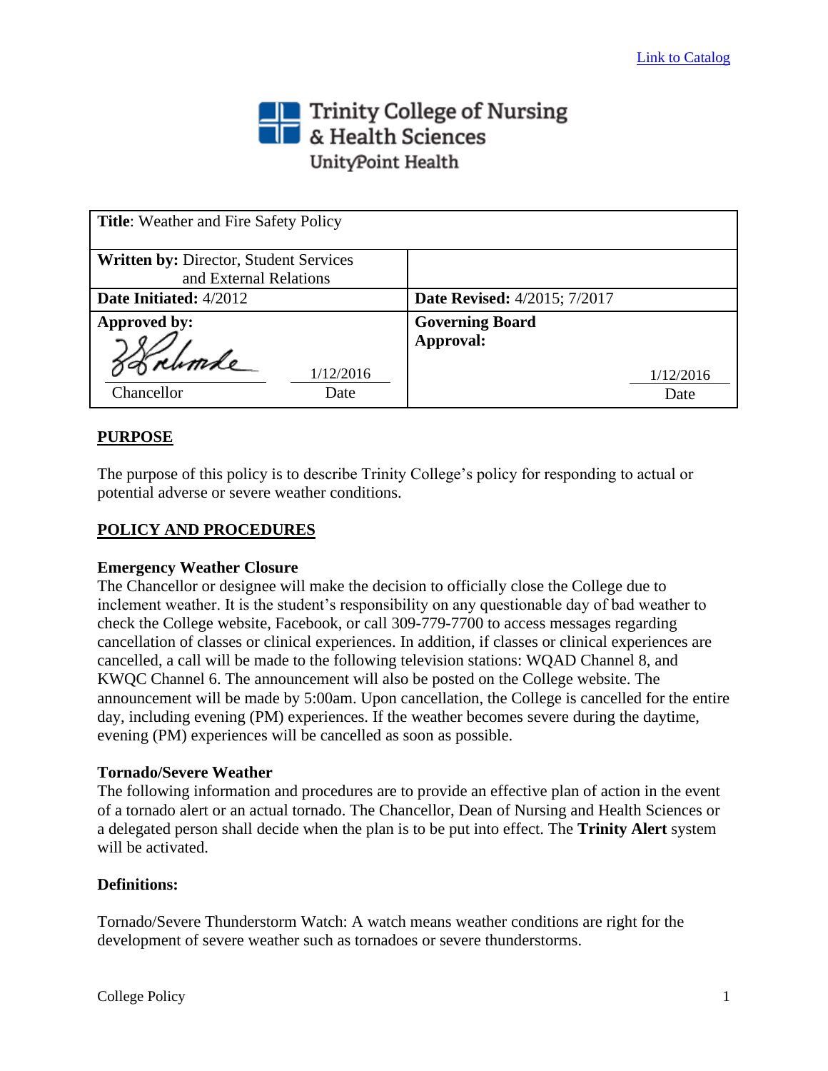Link to Catalog

Trinity College of Nursing & Health Sciences
UnityPoint Health

| **Title**: Weather and Fire Safety Policy | |
|---|---|
| **Written by:** Director, Student Services and External Relations | |
| **Date Initiated:** 4/2012 | **Date Revised:** 4/2015; 7/2017 |
| **Approved by:** Chancellor, Date 1/12/2016 | **Governing Board Approval:** Date 1/12/2016 |

## PURPOSE

The purpose of this policy is to describe Trinity College's policy for responding to actual or potential adverse or severe weather conditions.

## POLICY AND PROCEDURES

### Emergency Weather Closure

The Chancellor or designee will make the decision to officially close the College due to inclement weather. It is the student's responsibility on any questionable day of bad weather to check the College website, Facebook, or call 309-779-7700 to access messages regarding cancellation of classes or clinical experiences. In addition, if classes or clinical experiences are cancelled, a call will be made to the following television stations: WQAD Channel 8, and KWQC Channel 6. The announcement will also be posted on the College website. The announcement will be made by 5:00am. Upon cancellation, the College is cancelled for the entire day, including evening (PM) experiences. If the weather becomes severe during the daytime, evening (PM) experiences will be cancelled as soon as possible.

### Tornado/Severe Weather

The following information and procedures are to provide an effective plan of action in the event of a tornado alert or an actual tornado. The Chancellor, Dean of Nursing and Health Sciences or a delegated person shall decide when the plan is to be put into effect. The **Trinity Alert** system will be activated.

### Definitions:

Tornado/Severe Thunderstorm Watch: A watch means weather conditions are right for the development of severe weather such as tornadoes or severe thunderstorms.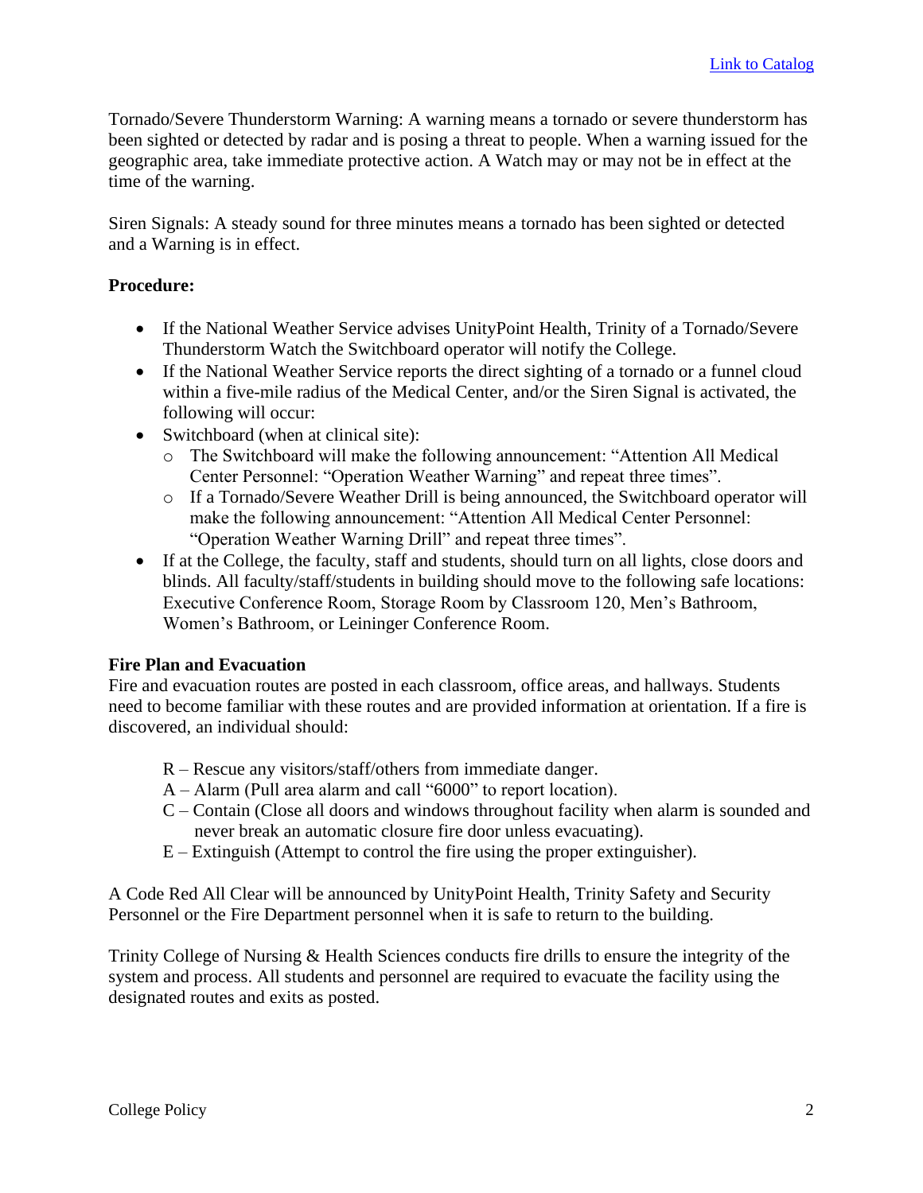Tornado/Severe Thunderstorm Warning: A warning means a tornado or severe thunderstorm has been sighted or detected by radar and is posing a threat to people. When a warning issued for the geographic area, take immediate protective action. A Watch may or may not be in effect at the time of the warning.

Siren Signals: A steady sound for three minutes means a tornado has been sighted or detected and a Warning is in effect.

**Procedure:**

- If the National Weather Service advises UnityPoint Health, Trinity of a Tornado/Severe Thunderstorm Watch the Switchboard operator will notify the College.
- If the National Weather Service reports the direct sighting of a tornado or a funnel cloud within a five-mile radius of the Medical Center, and/or the Siren Signal is activated, the following will occur:
- Switchboard (when at clinical site):
  - The Switchboard will make the following announcement: "Attention All Medical Center Personnel: "Operation Weather Warning" and repeat three times".
  - If a Tornado/Severe Weather Drill is being announced, the Switchboard operator will make the following announcement: "Attention All Medical Center Personnel: "Operation Weather Warning Drill" and repeat three times".
- If at the College, the faculty, staff and students, should turn on all lights, close doors and blinds. All faculty/staff/students in building should move to the following safe locations: Executive Conference Room, Storage Room by Classroom 120, Men's Bathroom, Women's Bathroom, or Leininger Conference Room.

**Fire Plan and Evacuation**

Fire and evacuation routes are posted in each classroom, office areas, and hallways. Students need to become familiar with these routes and are provided information at orientation. If a fire is discovered, an individual should:

R – Rescue any visitors/staff/others from immediate danger.
A – Alarm (Pull area alarm and call "6000" to report location).
C – Contain (Close all doors and windows throughout facility when alarm is sounded and never break an automatic closure fire door unless evacuating).
E – Extinguish (Attempt to control the fire using the proper extinguisher).

A Code Red All Clear will be announced by UnityPoint Health, Trinity Safety and Security Personnel or the Fire Department personnel when it is safe to return to the building.

Trinity College of Nursing & Health Sciences conducts fire drills to ensure the integrity of the system and process. All students and personnel are required to evacuate the facility using the designated routes and exits as posted.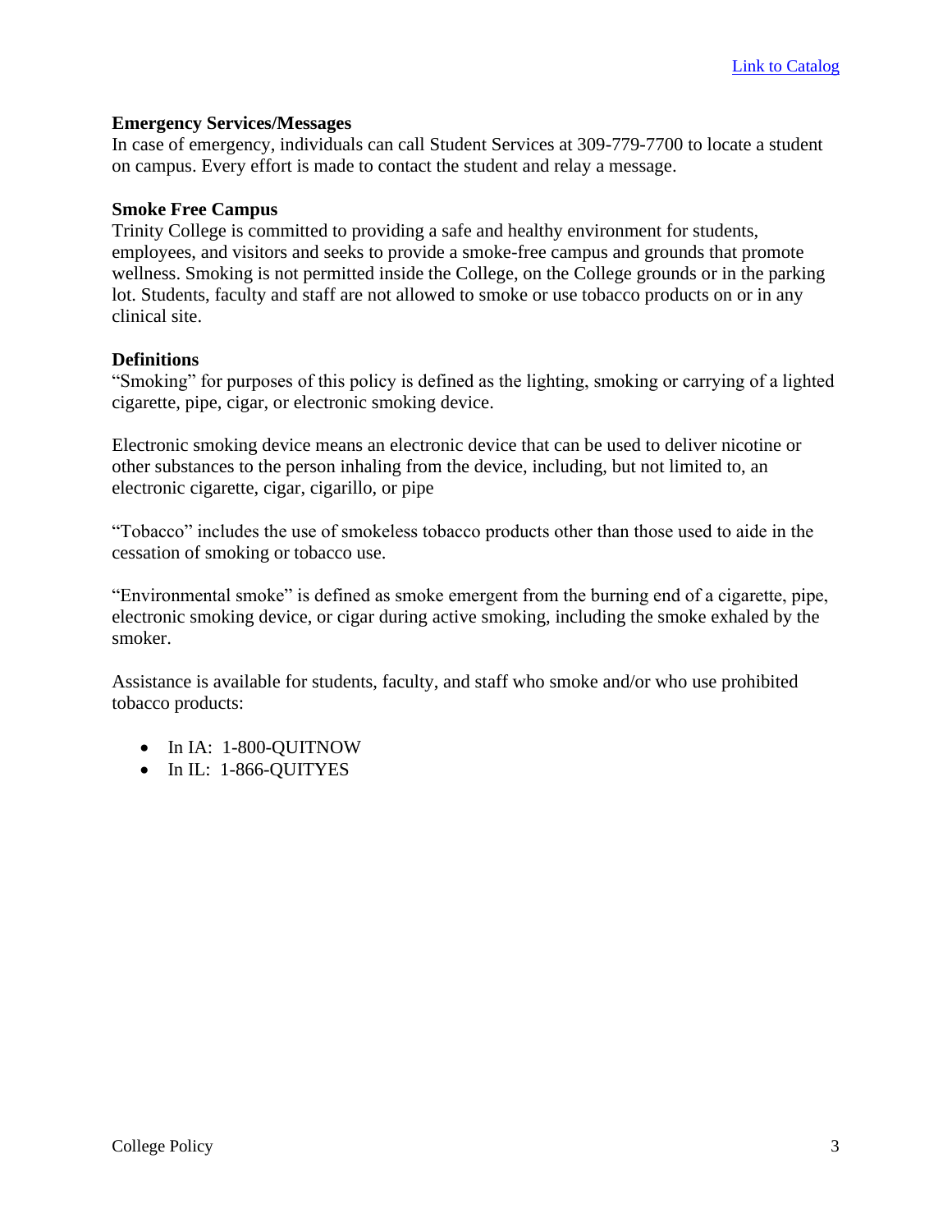[Link to Catalog]

**Emergency Services/Messages**

In case of emergency, individuals can call Student Services at 309-779-7700 to locate a student on campus. Every effort is made to contact the student and relay a message.

**Smoke Free Campus**

Trinity College is committed to providing a safe and healthy environment for students, employees, and visitors and seeks to provide a smoke-free campus and grounds that promote wellness. Smoking is not permitted inside the College, on the College grounds or in the parking lot. Students, faculty and staff are not allowed to smoke or use tobacco products on or in any clinical site.

**Definitions**

"Smoking" for purposes of this policy is defined as the lighting, smoking or carrying of a lighted cigarette, pipe, cigar, or electronic smoking device.

Electronic smoking device means an electronic device that can be used to deliver nicotine or other substances to the person inhaling from the device, including, but not limited to, an electronic cigarette, cigar, cigarillo, or pipe

"Tobacco" includes the use of smokeless tobacco products other than those used to aide in the cessation of smoking or tobacco use.

"Environmental smoke" is defined as smoke emergent from the burning end of a cigarette, pipe, electronic smoking device, or cigar during active smoking, including the smoke exhaled by the smoker.

Assistance is available for students, faculty, and staff who smoke and/or who use prohibited tobacco products:

- In IA: 1-800-QUITNOW
- In IL: 1-866-QUITYES